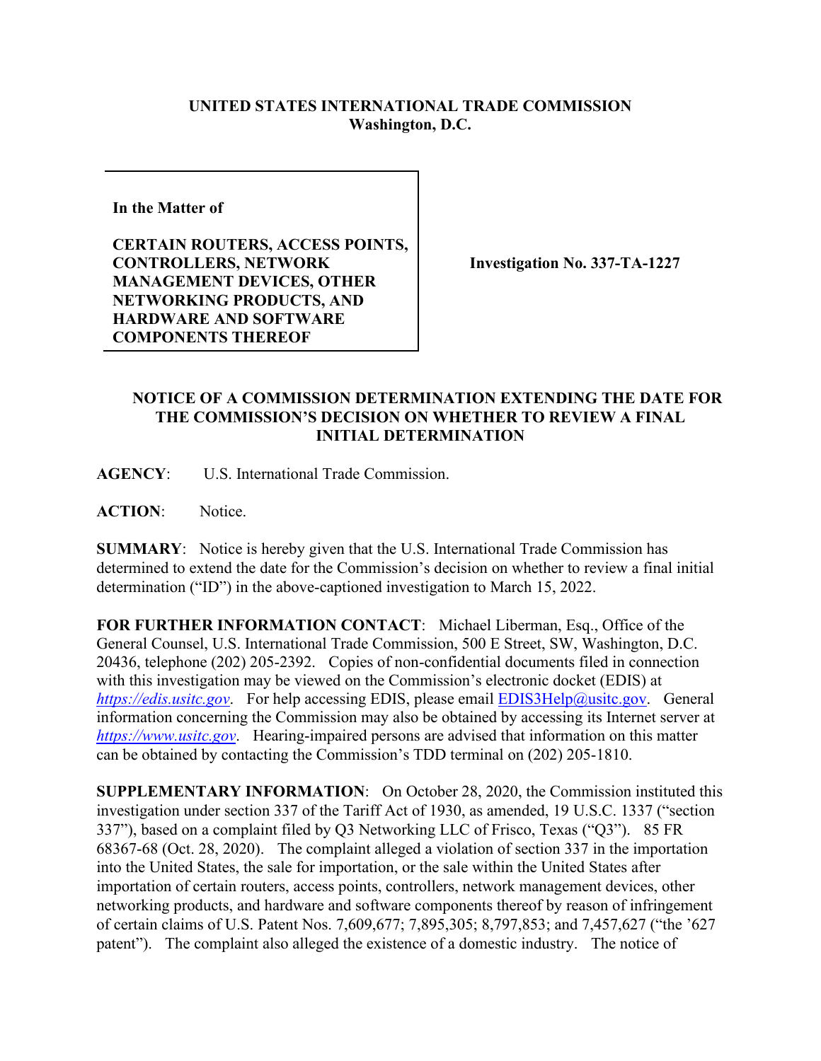**UNITED STATES INTERNATIONAL TRADE COMMISSION**
**Washington, D.C.**

**In the Matter of**

**CERTAIN ROUTERS, ACCESS POINTS, CONTROLLERS, NETWORK MANAGEMENT DEVICES, OTHER NETWORKING PRODUCTS, AND HARDWARE AND SOFTWARE COMPONENTS THEREOF**

**Investigation No. 337-TA-1227**

## NOTICE OF A COMMISSION DETERMINATION EXTENDING THE DATE FOR THE COMMISSION'S DECISION ON WHETHER TO REVIEW A FINAL INITIAL DETERMINATION

**AGENCY**: U.S. International Trade Commission.

**ACTION**: Notice.

**SUMMARY**: Notice is hereby given that the U.S. International Trade Commission has determined to extend the date for the Commission's decision on whether to review a final initial determination ("ID") in the above-captioned investigation to March 15, 2022.

**FOR FURTHER INFORMATION CONTACT**: Michael Liberman, Esq., Office of the General Counsel, U.S. International Trade Commission, 500 E Street, SW, Washington, D.C. 20436, telephone (202) 205-2392. Copies of non-confidential documents filed in connection with this investigation may be viewed on the Commission's electronic docket (EDIS) at *https://edis.usitc.gov*. For help accessing EDIS, please email EDIS3Help@usitc.gov. General information concerning the Commission may also be obtained by accessing its Internet server at *https://www.usitc.gov*. Hearing-impaired persons are advised that information on this matter can be obtained by contacting the Commission's TDD terminal on (202) 205-1810.

**SUPPLEMENTARY INFORMATION**: On October 28, 2020, the Commission instituted this investigation under section 337 of the Tariff Act of 1930, as amended, 19 U.S.C. 1337 ("section 337"), based on a complaint filed by Q3 Networking LLC of Frisco, Texas ("Q3"). 85 FR 68367-68 (Oct. 28, 2020). The complaint alleged a violation of section 337 in the importation into the United States, the sale for importation, or the sale within the United States after importation of certain routers, access points, controllers, network management devices, other networking products, and hardware and software components thereof by reason of infringement of certain claims of U.S. Patent Nos. 7,609,677; 7,895,305; 8,797,853; and 7,457,627 ("the '627 patent"). The complaint also alleged the existence of a domestic industry. The notice of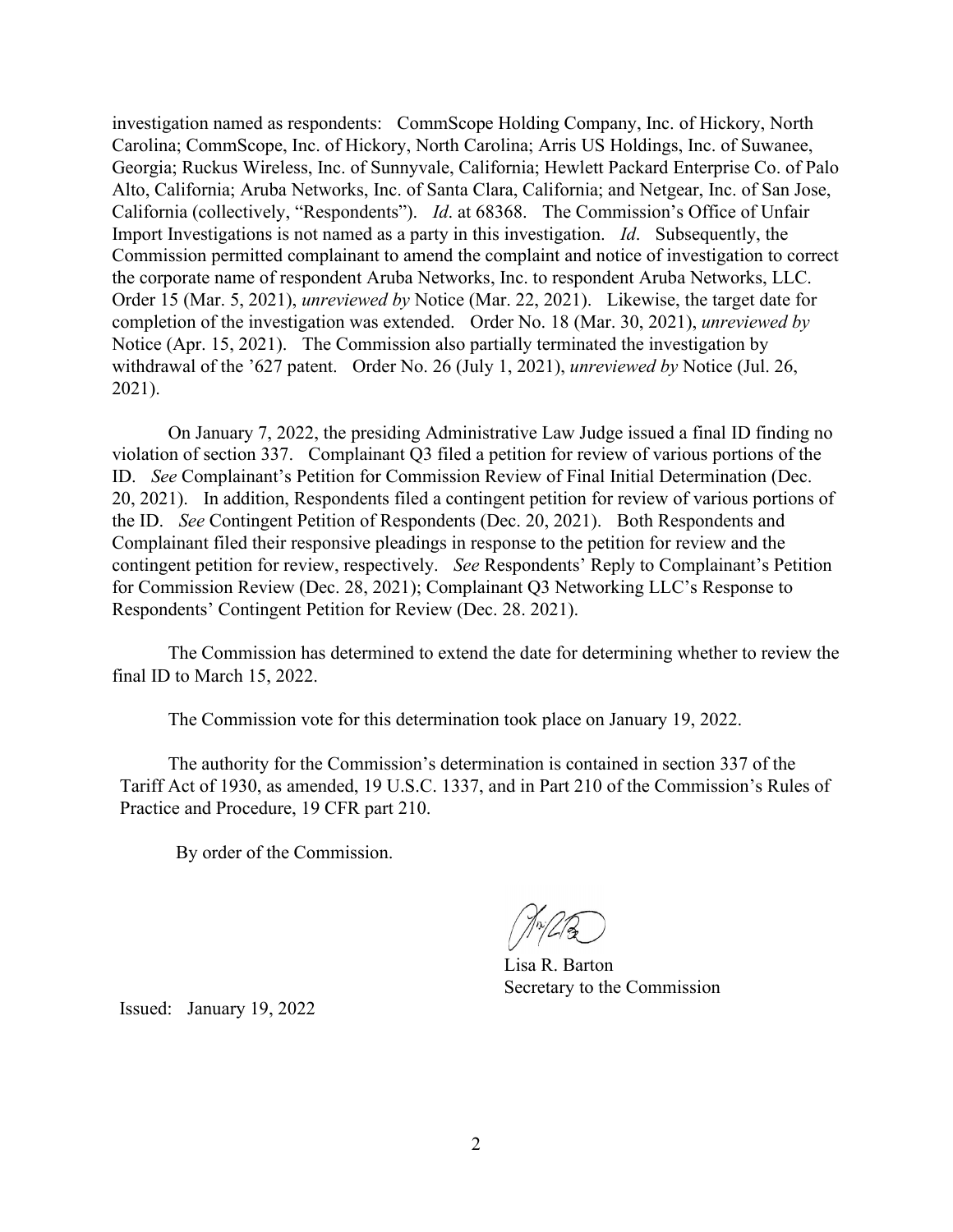investigation named as respondents: CommScope Holding Company, Inc. of Hickory, North Carolina; CommScope, Inc. of Hickory, North Carolina; Arris US Holdings, Inc. of Suwanee, Georgia; Ruckus Wireless, Inc. of Sunnyvale, California; Hewlett Packard Enterprise Co. of Palo Alto, California; Aruba Networks, Inc. of Santa Clara, California; and Netgear, Inc. of San Jose, California (collectively, "Respondents"). *Id*. at 68368. The Commission's Office of Unfair Import Investigations is not named as a party in this investigation. *Id*. Subsequently, the Commission permitted complainant to amend the complaint and notice of investigation to correct the corporate name of respondent Aruba Networks, Inc. to respondent Aruba Networks, LLC. Order 15 (Mar. 5, 2021), *unreviewed by* Notice (Mar. 22, 2021). Likewise, the target date for completion of the investigation was extended. Order No. 18 (Mar. 30, 2021), *unreviewed by* Notice (Apr. 15, 2021). The Commission also partially terminated the investigation by withdrawal of the '627 patent. Order No. 26 (July 1, 2021), *unreviewed by* Notice (Jul. 26, 2021).

On January 7, 2022, the presiding Administrative Law Judge issued a final ID finding no violation of section 337. Complainant Q3 filed a petition for review of various portions of the ID. *See* Complainant's Petition for Commission Review of Final Initial Determination (Dec. 20, 2021). In addition, Respondents filed a contingent petition for review of various portions of the ID. *See* Contingent Petition of Respondents (Dec. 20, 2021). Both Respondents and Complainant filed their responsive pleadings in response to the petition for review and the contingent petition for review, respectively. *See* Respondents' Reply to Complainant's Petition for Commission Review (Dec. 28, 2021); Complainant Q3 Networking LLC's Response to Respondents' Contingent Petition for Review (Dec. 28. 2021).

The Commission has determined to extend the date for determining whether to review the final ID to March 15, 2022.

The Commission vote for this determination took place on January 19, 2022.

The authority for the Commission's determination is contained in section 337 of the Tariff Act of 1930, as amended, 19 U.S.C. 1337, and in Part 210 of the Commission's Rules of Practice and Procedure, 19 CFR part 210.

By order of the Commission.

Lisa R. Barton
Secretary to the Commission

Issued: January 19, 2022